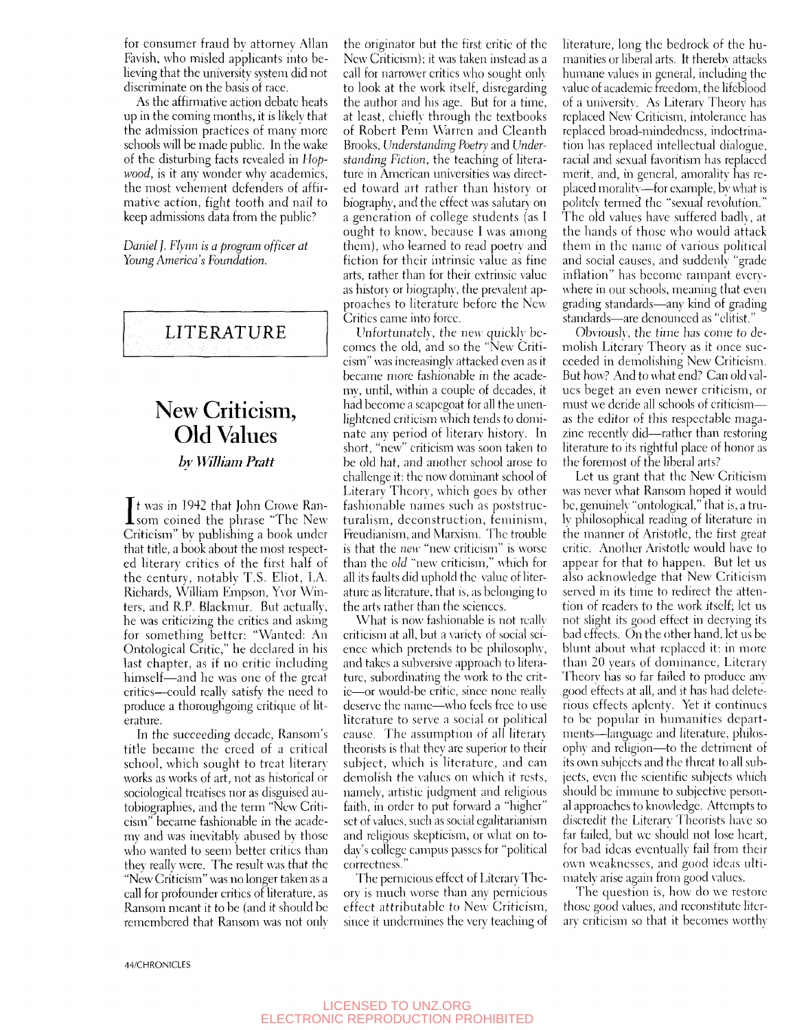for consumer fraud by attorney Allan Favish, who misled applicants into believing that the university system did not discriminate on the basis of race.

As the affirmative action debate heats up in the coming months, it is likely that the admission practices of many more schools will be made public. In the wake of the disturbing facts revealed in *Hopwood*, is it any wonder why academics, the most vehement defenders of affirmative action, fight tooth and nail to keep admissions data from the public?

*Daniel J. Flynn is a program officer at Young America's Foundation.*

## LITERATURE

# New Criticism, Old Values

### *by William Pratt*

It was in 1942 that John Crowe Ransom coined the phrase "The New Criticism" by publishing a book under that title, a book about the most respected literary critics of the first half of the century, notably T.S. Eliot, I.A. Richards, William Empson, Yvor Winters, and R.P. Blackmur. But actually, he was criticizing the critics and asking for something better: "Wanted: An Ontological Critic," he declared in his last chapter, as if no critic including himself—and he was one of the great critics—could really satisfy the need to produce a thoroughgoing critique of literature.

In the succeeding decade, Ransom's title became the creed of a critical school, which sought to treat literary works as works of art, not as historical or sociological treatises nor as disguised autobiographies, and the term "New Criticism" became fashionable in the academy and was inevitably abused by those who wanted to seem better critics than they really were. The result was that the "New Criticism" was no longer taken as a call for profounder critics of literature, as Ransom meant it to be (and it should be remembered that Ransom was not only the originator but the first critic of the New Criticism); it was taken instead as a call for narrower critics who sought only to look at the work itself, disregarding the author and his age. But for a time, at least, chiefly through the textbooks of Robert Penn Warren and Cleanth Brooks, *Understanding Poetry* and *Understanding Fiction*, the teaching of literature in American universities was directed toward art rather than history or biography, and the effect was salutary on a generation of college students (as I ought to know, because I was among them), who learned to read poetry and fiction for their intrinsic value as fine arts, rather than for their extrinsic value as history or biography, the prevalent approaches to literature before the New Critics came into force.

Unfortunately, the new quickly becomes the old, and so the "New Criticism" was increasingly attacked even as it became more fashionable in the academy, until, within a couple of decades, it had become a scapegoat for all the unenlightened criticism which tends to dominate any period of literary history. In short, "new" criticism was soon taken to be old hat, and another school arose to challenge it: the now dominant school of Literary Theory, which goes by other fashionable names such as poststructuralism, deconstruction, feminism, Freudianism, and Marxism. The trouble is that the *new* "new criticism" is worse than the *old* "new criticism," which for all its faults did uphold the value of literature as literature, that is, as belonging to the arts rather than the sciences.

What is now fashionable is not really criticism at all, but a variety of social science which pretends to be philosophy, and takes a subversive approach to literature, subordinating the work to the critic—or would-be critic, since none really deserve the name—who feels free to use literature to serve a social or political cause. The assumption of all literary theorists is that they are superior to their subject, which is literature, and can demolish the values on which it rests, namely, artistic judgment and religious faith, in order to put forward a "higher" set of values, such as social egalitarianism and religious skepticism, or what on today's college campus passes for "political correctness."

The pernicious effect of Literary Theory is much worse than any pernicious effect attributable to New Criticism, since it undermines the very teaching of literature, long the bedrock of the humanities or liberal arts. It thereby attacks humane values in general, including the value of academic freedom, the lifeblood of a university. As Literary Theory has replaced New Criticism, intolerance has replaced broad-mindedness, indoctrination has replaced intellectual dialogue, racial and sexual favoritism has replaced merit, and, in general, amorality has replaced morality—for example, by what is politely termed the "sexual revolution." The old values have suffered badly, at the hands of those who would attack them in the name of various political and social causes, and suddenly "grade inflation" has become rampant everywhere in our schools, meaning that even grading standards—any kind of grading standards—are denounced as "elitist."

Obviously, the time has come to demolish Literary Theory as it once succeeded in demolishing New Criticism. But how? And to what end? Can old values beget an even newer criticism, or must we deride all schools of criticism—as the editor of this respectable magazine recently did—rather than restoring literature to its rightful place of honor as the foremost of the liberal arts?

Let us grant that the New Criticism was never what Ransom hoped it would be, genuinely "ontological," that is, a truly philosophical reading of literature in the manner of Aristotle, the first great critic. Another Aristotle would have to appear for that to happen. But let us also acknowledge that New Criticism served in its time to redirect the attention of readers to the work itself; let us not slight its good effect in decrying its bad effects. On the other hand, let us be blunt about what replaced it: in more than 20 years of dominance, Literary Theory has so far failed to produce any good effects at all, and it has had deleterious effects aplenty. Yet it continues to be popular in humanities departments—language and literature, philosophy and religion—to the detriment of its own subjects and the threat to all subjects, even the scientific subjects which should be immune to subjective personal approaches to knowledge. Attempts to discredit the Literary Theorists have so far failed, but we should not lose heart, for bad ideas eventually fail from their own weaknesses, and good ideas ultimately arise again from good values.

The question is, how do we restore those good values, and reconstitute literary criticism so that it becomes worthy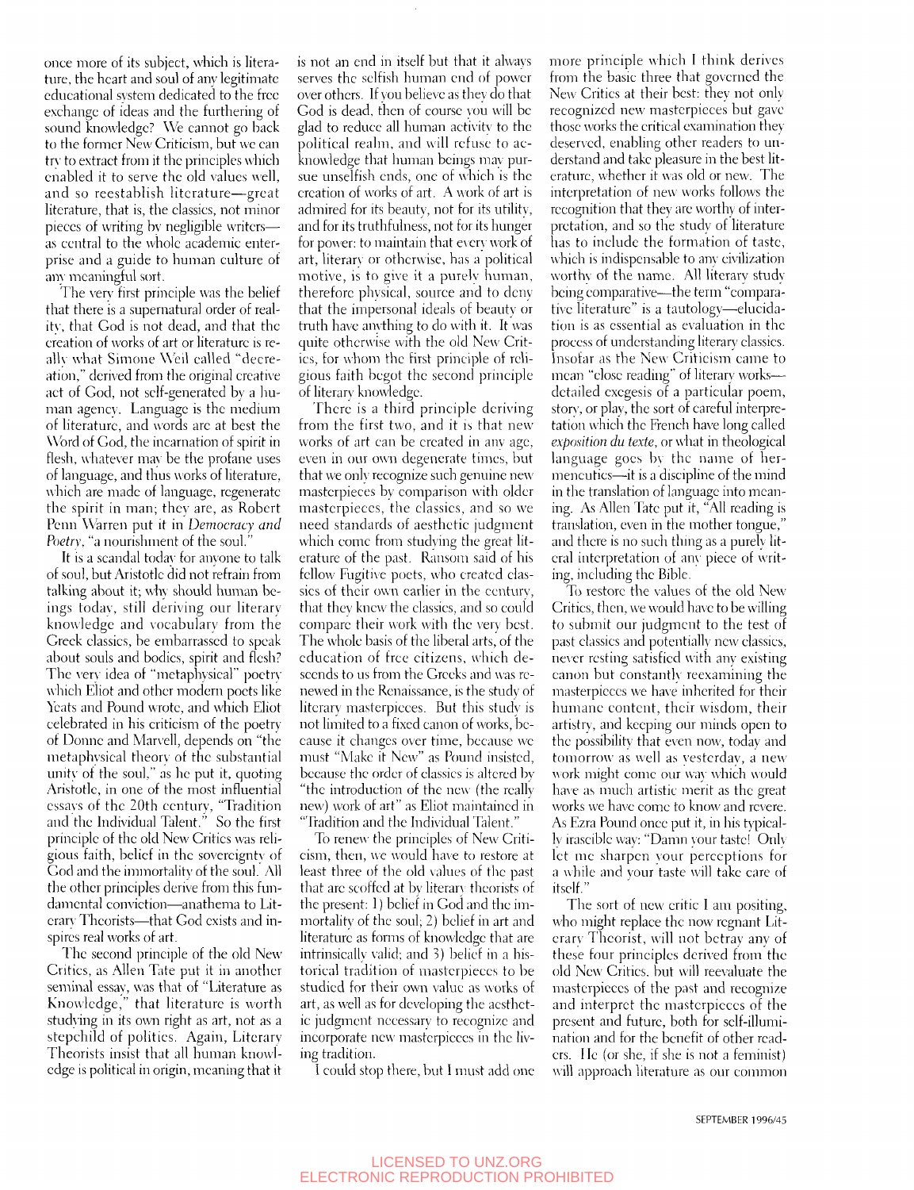once more of its subject, which is literature, the heart and soul of any legitimate educational system dedicated to the free exchange of ideas and the furthering of sound knowledge? We cannot go back to the former New Criticism, but we can try to extract from it the principles which enabled it to serve the old values well, and so reestablish literature—great literature, that is, the classics, not minor pieces of writing by negligible writers—as central to the whole academic enterprise and a guide to human culture of any meaningful sort.

The very first principle was the belief that there is a supernatural order of reality, that God is not dead, and that the creation of works of art or literature is really what Simone Weil called "decreation," derived from the original creative act of God, not self-generated by a human agency. Language is the medium of literature, and words are at best the Word of God, the incarnation of spirit in flesh, whatever may be the profane uses of language, and thus works of literature, which are made of language, regenerate the spirit in man; they are, as Robert Penn Warren put it in *Democracy and Poetry*, "a nourishment of the soul."

It is a scandal today for anyone to talk of soul, but Aristotle did not refrain from talking about it; why should human beings today, still deriving our literary knowledge and vocabulary from the Greek classics, be embarrassed to speak about souls and bodies, spirit and flesh? The very idea of "metaphysical" poetry which Eliot and other modern poets like Yeats and Pound wrote, and which Eliot celebrated in his criticism of the poetry of Donne and Marvell, depends on "the metaphysical theory of the substantial unity of the soul," as he put it, quoting Aristotle, in one of the most influential essays of the 20th century, "Tradition and the Individual Talent." So the first principle of the old New Critics was religious faith, belief in the sovereignty of God and the immortality of the soul. All the other principles derive from this fundamental conviction—anathema to Literary Theorists—that God exists and inspires real works of art.

The second principle of the old New Critics, as Allen Tate put it in another seminal essay, was that of "Literature as Knowledge," that literature is worth studying in its own right as art, not as a stepchild of politics. Again, Literary Theorists insist that all human knowledge is political in origin, meaning that it is not an end in itself but that it always serves the selfish human end of power over others. If you believe as they do that God is dead, then of course you will be glad to reduce all human activity to the political realm, and will refuse to acknowledge that human beings may pursue unselfish ends, one of which is the creation of works of art. A work of art is admired for its beauty, not for its utility, and for its truthfulness, not for its hunger for power: to maintain that every work of art, literary or otherwise, has a political motive, is to give it a purely human, therefore physical, source and to deny that the impersonal ideals of beauty or truth have anything to do with it. It was quite otherwise with the old New Critics, for whom the first principle of religious faith begot the second principle of literary knowledge.

There is a third principle deriving from the first two, and it is that new works of art can be created in any age, even in our own degenerate times, but that we only recognize such genuine new masterpieces by comparison with older masterpieces, the classics, and so we need standards of aesthetic judgment which come from studying the great literature of the past. Ransom said of his fellow Fugitive poets, who created classics of their own earlier in the century, that they knew the classics, and so could compare their work with the very best. The whole basis of the liberal arts, of the education of free citizens, which descends to us from the Greeks and was renewed in the Renaissance, is the study of literary masterpieces. But this study is not limited to a fixed canon of works, because it changes over time, because we must "Make it New" as Pound insisted, because the order of classics is altered by "the introduction of the new (the really new) work of art" as Eliot maintained in "Tradition and the Individual Talent."

To renew the principles of New Criticism, then, we would have to restore at least three of the old values of the past that are scoffed at by literary theorists of the present: 1) belief in God and the immortality of the soul; 2) belief in art and literature as forms of knowledge that are intrinsically valid; and 3) belief in a historical tradition of masterpieces to be studied for their own value as works of art, as well as for developing the aesthetic judgment necessary to recognize and incorporate new masterpieces in the living tradition.

I could stop there, but I must add one more principle which I think derives from the basic three that governed the New Critics at their best: they not only recognized new masterpieces but gave those works the critical examination they deserved, enabling other readers to understand and take pleasure in the best literature, whether it was old or new. The interpretation of new works follows the recognition that they are worthy of interpretation, and so the study of literature has to include the formation of taste, which is indispensable to any civilization worthy of the name. All literary study being comparative—the term "comparative literature" is a tautology—elucidation is as essential as evaluation in the process of understanding literary classics. Insofar as the New Criticism came to mean "close reading" of literary works—detailed exegesis of a particular poem, story, or play, the sort of careful interpretation which the French have long called *exposition du texte*, or what in theological language goes by the name of hermeneutics—it is a discipline of the mind in the translation of language into meaning. As Allen Tate put it, "All reading is translation, even in the mother tongue," and there is no such thing as a purely literal interpretation of any piece of writing, including the Bible.

To restore the values of the old New Critics, then, we would have to be willing to submit our judgment to the test of past classics and potentially new classics, never resting satisfied with any existing canon but constantly reexamining the masterpieces we have inherited for their humane content, their wisdom, their artistry, and keeping our minds open to the possibility that even now, today and tomorrow as well as yesterday, a new work might come our way which would have as much artistic merit as the great works we have come to know and revere. As Ezra Pound once put it, in his typically irascible way: "Damn your taste! Only let me sharpen your perceptions for a while and your taste will take care of itself."

The sort of new critic I am positing, who might replace the now regnant Literary Theorist, will not betray any of these four principles derived from the old New Critics, but will reevaluate the masterpieces of the past and recognize and interpret the masterpieces of the present and future, both for self-illumination and for the benefit of other readers. He (or she, if she is not a feminist) will approach literature as our common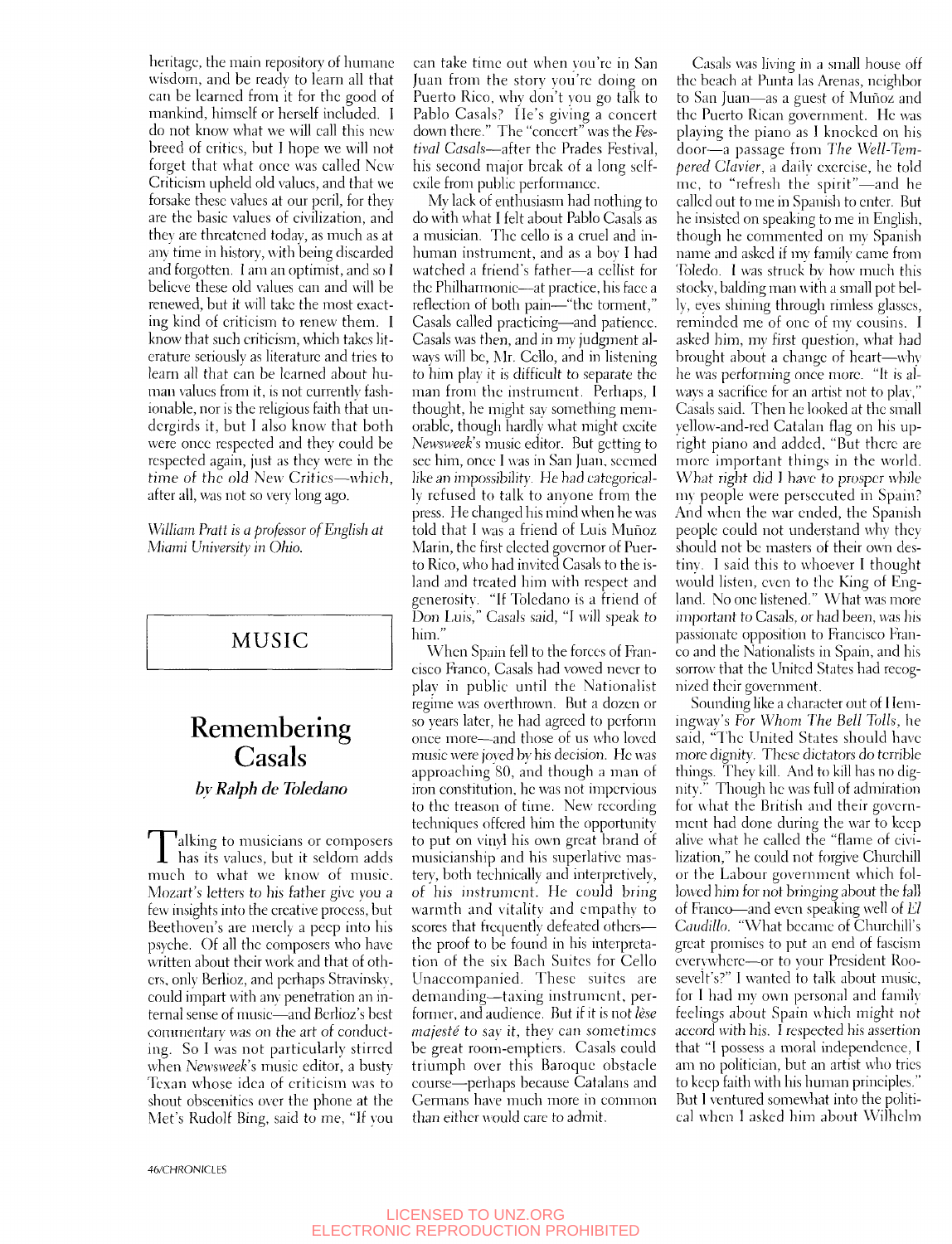heritage, the main repository of humane wisdom, and be ready to learn all that can be learned from it for the good of mankind, himself or herself included. I do not know what we will call this new breed of critics, but I hope we will not forget that what once was called New Criticism upheld old values, and that we forsake these values at our peril, for they are the basic values of civilization, and they are threatened today, as much as at any time in history, with being discarded and forgotten. I am an optimist, and so I believe these old values can and will be renewed, but it will take the most exacting kind of criticism to renew them. I know that such criticism, which takes literature seriously as literature and tries to learn all that can be learned about human values from it, is not currently fashionable, nor is the religious faith that undergirds it, but I also know that both were once respected and they could be respected again, just as they were in the time of the old New Critics—which, after all, was not so very long ago.

*William Pratt is a professor of English at Miami University in Ohio.*

## MUSIC

# Remembering Casals

### *by Ralph de Toledano*

Talking to musicians or composers has its values, but it seldom adds much to what we know of music. Mozart's letters to his father give you a few insights into the creative process, but Beethoven's are merely a peep into his psyche. Of all the composers who have written about their work and that of others, only Berlioz, and perhaps Stravinsky, could impart with any penetration an internal sense of music—and Berlioz's best commentary was on the art of conducting. So I was not particularly stirred when *Newsweek*'s music editor, a busty Texan whose idea of criticism was to shout obscenities over the phone at the Met's Rudolf Bing, said to me, "If you can take time out when you're in San Juan from the story you're doing on Puerto Rico, why don't you go talk to Pablo Casals? He's giving a concert down there." The "concert" was the *Festival Casals*—after the Prades Festival, his second major break of a long self-exile from public performance.

My lack of enthusiasm had nothing to do with what I felt about Pablo Casals as a musician. The cello is a cruel and inhuman instrument, and as a boy I had watched a friend's father—a cellist for the Philharmonic—at practice, his face a reflection of both pain—"the torment," Casals called practicing—and patience. Casals was then, and in my judgment always will be, Mr. Cello, and in listening to him play it is difficult to separate the man from the instrument. Perhaps, I thought, he might say something memorable, though hardly what might excite *Newsweek*'s music editor. But getting to see him, once I was in San Juan, seemed like an impossibility. He had categorically refused to talk to anyone from the press. He changed his mind when he was told that I was a friend of Luis Muñoz Marin, the first elected governor of Puerto Rico, who had invited Casals to the island and treated him with respect and generosity. "If Toledano is a friend of Don Luis," Casals said, "I will speak to him."

When Spain fell to the forces of Francisco Franco, Casals had vowed never to play in public until the Nationalist regime was overthrown. But a dozen or so years later, he had agreed to perform once more—and those of us who loved music were joyed by his decision. He was approaching 80, and though a man of iron constitution, he was not impervious to the treason of time. New recording techniques offered him the opportunity to put on vinyl his own great brand of musicianship and his superlative mastery, both technically and interpretively, of his instrument. He could bring warmth and vitality and empathy to scores that frequently defeated others—the proof to be found in his interpretation of the six Bach Suites for Cello Unaccompanied. These suites are demanding—taxing instrument, performer, and audience. But if it is not *lèse majesté* to say it, they can sometimes be great room-emptiers. Casals could triumph over this Baroque obstacle course—perhaps because Catalans and Germans have much more in common than either would care to admit.

Casals was living in a small house off the beach at Punta las Arenas, neighbor to San Juan—as a guest of Muñoz and the Puerto Rican government. He was playing the piano as I knocked on his door—a passage from *The Well-Tempered Clavier*, a daily exercise, he told me, to "refresh the spirit"—and he called out to me in Spanish to enter. But he insisted on speaking to me in English, though he commented on my Spanish name and asked if my family came from Toledo. I was struck by how much this stocky, balding man with a small pot belly, eyes shining through rimless glasses, reminded me of one of my cousins. I asked him, my first question, what had brought about a change of heart—why he was performing once more. "It is always a sacrifice for an artist not to play," Casals said. Then he looked at the small yellow-and-red Catalan flag on his upright piano and added, "But there are more important things in the world. What right did I have to prosper while my people were persecuted in Spain? And when the war ended, the Spanish people could not understand why they should not be masters of their own destiny. I said this to whoever I thought would listen, even to the King of England. No one listened." What was more important to Casals, or had been, was his passionate opposition to Francisco Franco and the Nationalists in Spain, and his sorrow that the United States had recognized their government.

Sounding like a character out of Hemingway's *For Whom The Bell Tolls*, he said, "The United States should have more dignity. These dictators do terrible things. They kill. And to kill has no dignity." Though he was full of admiration for what the British and their government had done during the war to keep alive what he called the "flame of civilization," he could not forgive Churchill or the Labour government which followed him for not bringing about the fall of Franco—and even speaking well of *El Caudillo*. "What became of Churchill's great promises to put an end of fascism everywhere—or to your President Roosevelt's?" I wanted to talk about music, for I had my own personal and family feelings about Spain which might not accord with his. I respected his assertion that "I possess a moral independence, I am no politician, but an artist who tries to keep faith with his human principles." But I ventured somewhat into the political when I asked him about Wilhelm